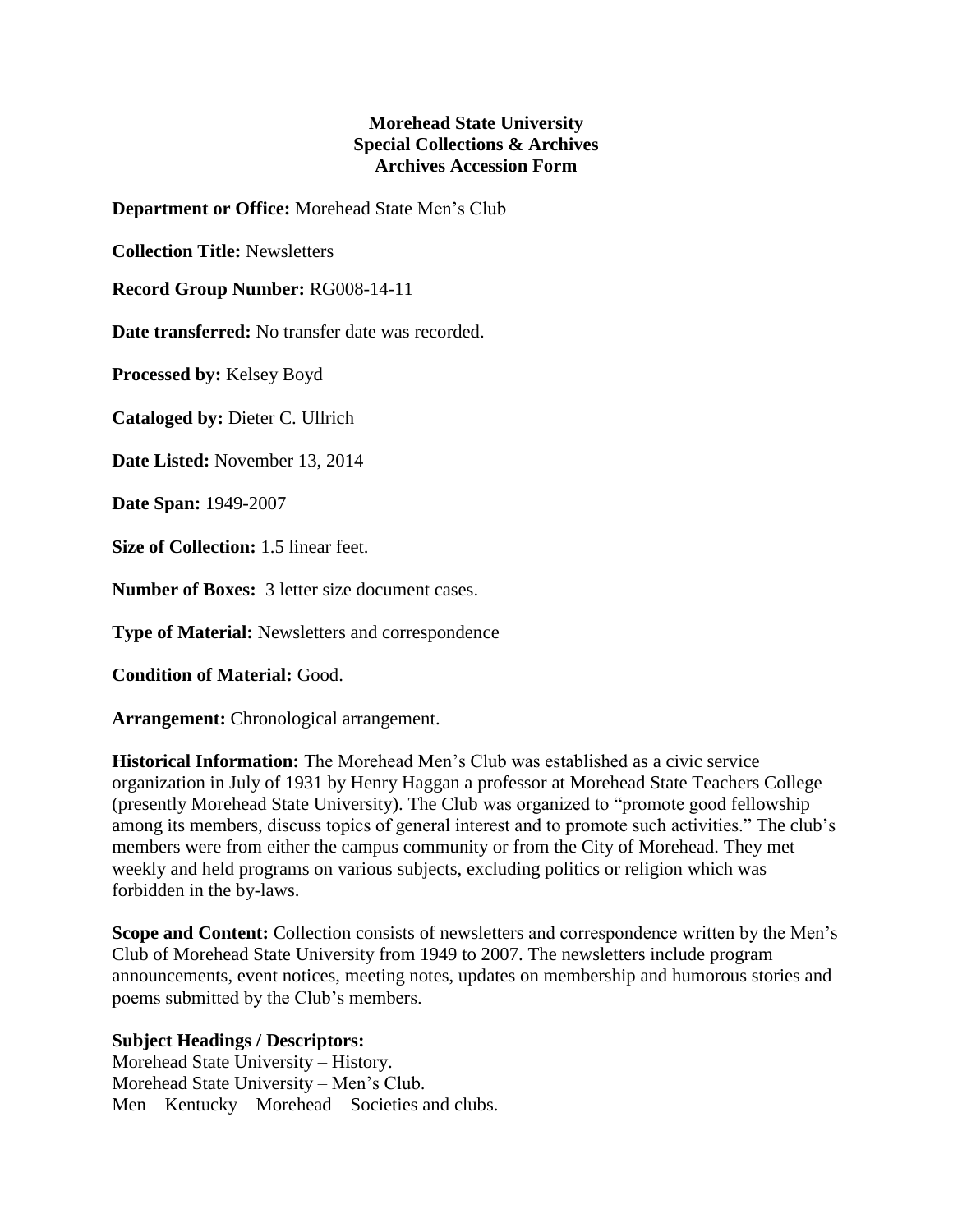**Morehead State University**
**Special Collections & Archives**
**Archives Accession Form**

**Department or Office:** Morehead State Men's Club

**Collection Title:** Newsletters

**Record Group Number:** RG008-14-11

**Date transferred:** No transfer date was recorded.

**Processed by:** Kelsey Boyd

**Cataloged by:** Dieter C. Ullrich

**Date Listed:** November 13, 2014

**Date Span:** 1949-2007

**Size of Collection:** 1.5 linear feet.

**Number of Boxes:** 3 letter size document cases.

**Type of Material:** Newsletters and correspondence

**Condition of Material:** Good.

**Arrangement:** Chronological arrangement.

**Historical Information:** The Morehead Men's Club was established as a civic service organization in July of 1931 by Henry Haggan a professor at Morehead State Teachers College (presently Morehead State University). The Club was organized to "promote good fellowship among its members, discuss topics of general interest and to promote such activities." The club's members were from either the campus community or from the City of Morehead. They met weekly and held programs on various subjects, excluding politics or religion which was forbidden in the by-laws.

**Scope and Content:** Collection consists of newsletters and correspondence written by the Men's Club of Morehead State University from 1949 to 2007. The newsletters include program announcements, event notices, meeting notes, updates on membership and humorous stories and poems submitted by the Club's members.

**Subject Headings / Descriptors:**
Morehead State University – History.
Morehead State University – Men's Club.
Men – Kentucky – Morehead – Societies and clubs.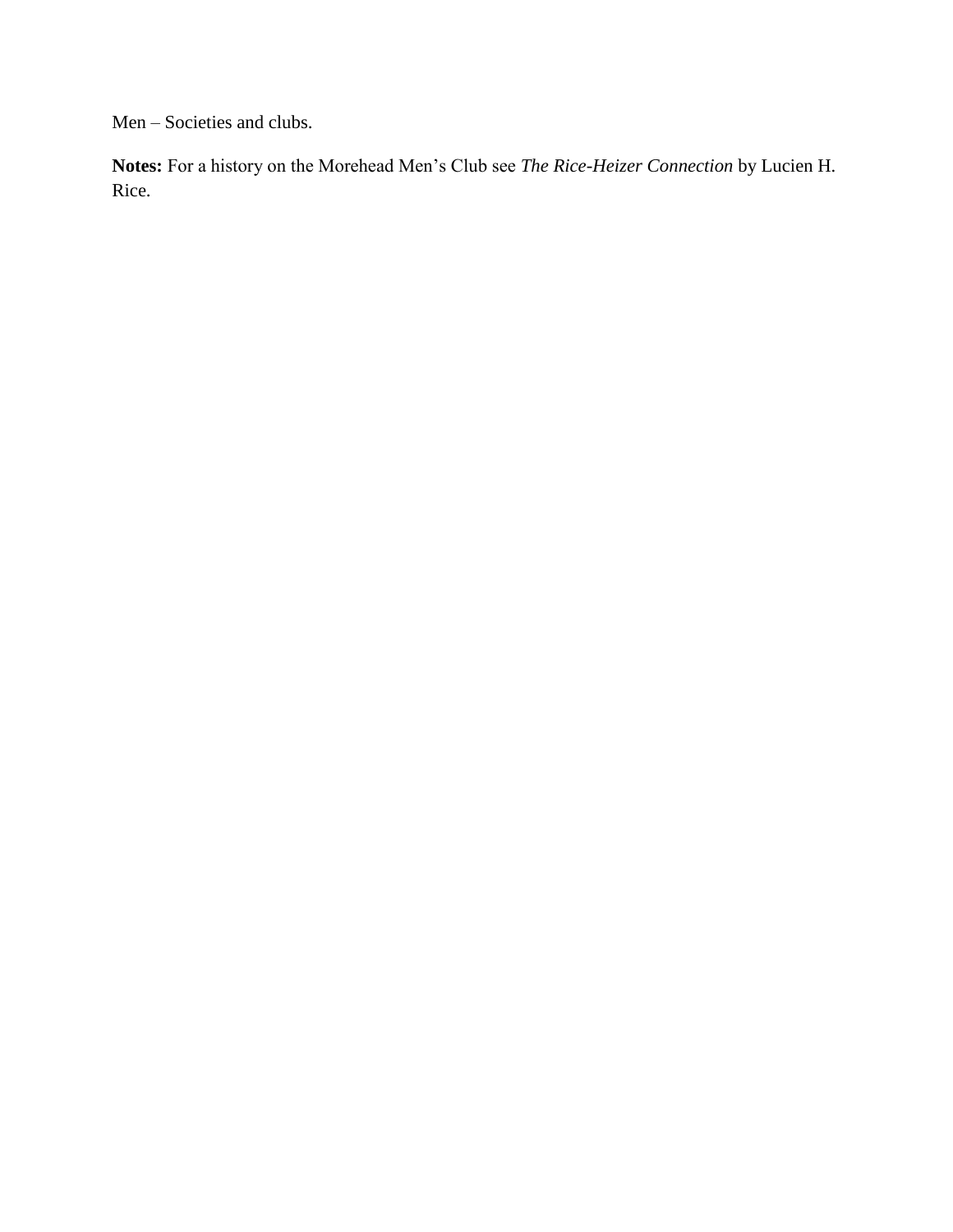Men – Societies and clubs.

**Notes:** For a history on the Morehead Men's Club see *The Rice-Heizer Connection* by Lucien H. Rice.